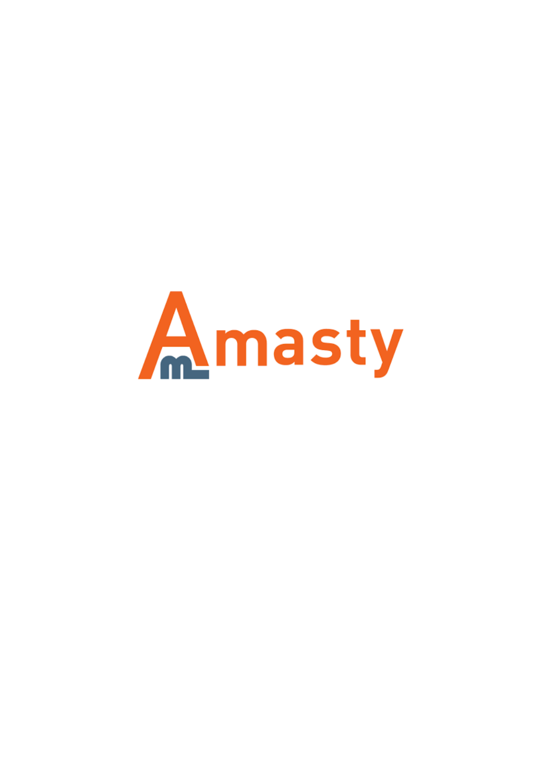Amasty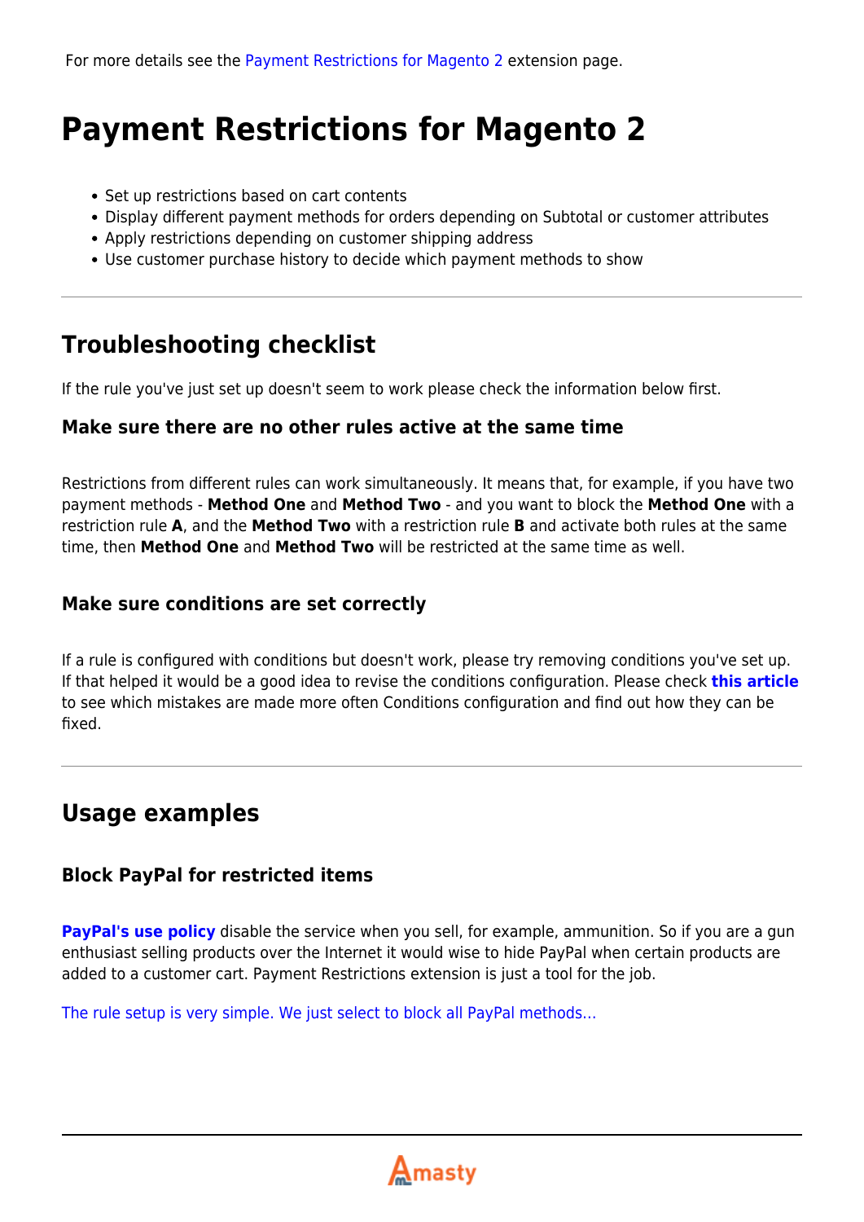For more details see the Payment Restrictions for Magento 2 extension page.

# Payment Restrictions for Magento 2

- Set up restrictions based on cart contents
- Display different payment methods for orders depending on Subtotal or customer attributes
- Apply restrictions depending on customer shipping address
- Use customer purchase history to decide which payment methods to show

---

## Troubleshooting checklist

If the rule you've just set up doesn't seem to work please check the information below first.

### Make sure there are no other rules active at the same time

Restrictions from different rules can work simultaneously. It means that, for example, if you have two payment methods - **Method One** and **Method Two** - and you want to block the **Method One** with a restriction rule **A**, and the **Method Two** with a restriction rule **B** and activate both rules at the same time, then **Method One** and **Method Two** will be restricted at the same time as well.

### Make sure conditions are set correctly

If a rule is configured with conditions but doesn't work, please try removing conditions you've set up. If that helped it would be a good idea to revise the conditions configuration. Please check **this article** to see which mistakes are made more often Conditions configuration and find out how they can be fixed.

---

## Usage examples

### Block PayPal for restricted items

**PayPal's use policy** disable the service when you sell, for example, ammunition. So if you are a gun enthusiast selling products over the Internet it would wise to hide PayPal when certain products are added to a customer cart. Payment Restrictions extension is just a tool for the job.

The rule setup is very simple. We just select to block all PayPal methods...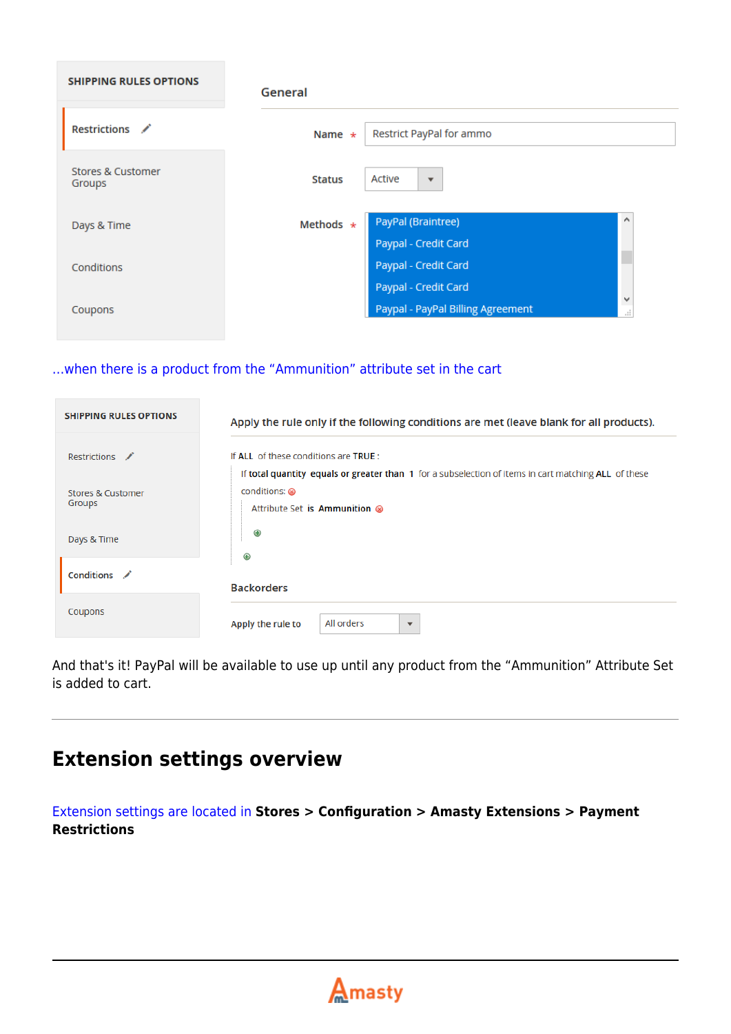SHIPPING RULES OPTIONS

- Restrictions
- Stores & Customer Groups
- Days & Time
- Conditions
- Coupons

General

Name * Restrict PayPal for ammo

Status Active

Methods *
- PayPal (Braintree)
- Paypal - Credit Card
- Paypal - Credit Card
- Paypal - Credit Card
- Paypal - PayPal Billing Agreement

...when there is a product from the “Ammunition” attribute set in the cart

SHIPPING RULES OPTIONS

- Restrictions
- Stores & Customer Groups
- Days & Time
- Conditions
- Coupons

Apply the rule only if the following conditions are met (leave blank for all products).

If ALL of these conditions are TRUE :

If total quantity equals or greater than 1 for a subselection of items in cart matching ALL of these conditions:

Attribute Set is Ammunition

Backorders

Apply the rule to All orders

And that's it! PayPal will be available to use up until any product from the “Ammunition” Attribute Set is added to cart.

---

# Extension settings overview

Extension settings are located in **Stores > Configuration > Amasty Extensions > Payment Restrictions**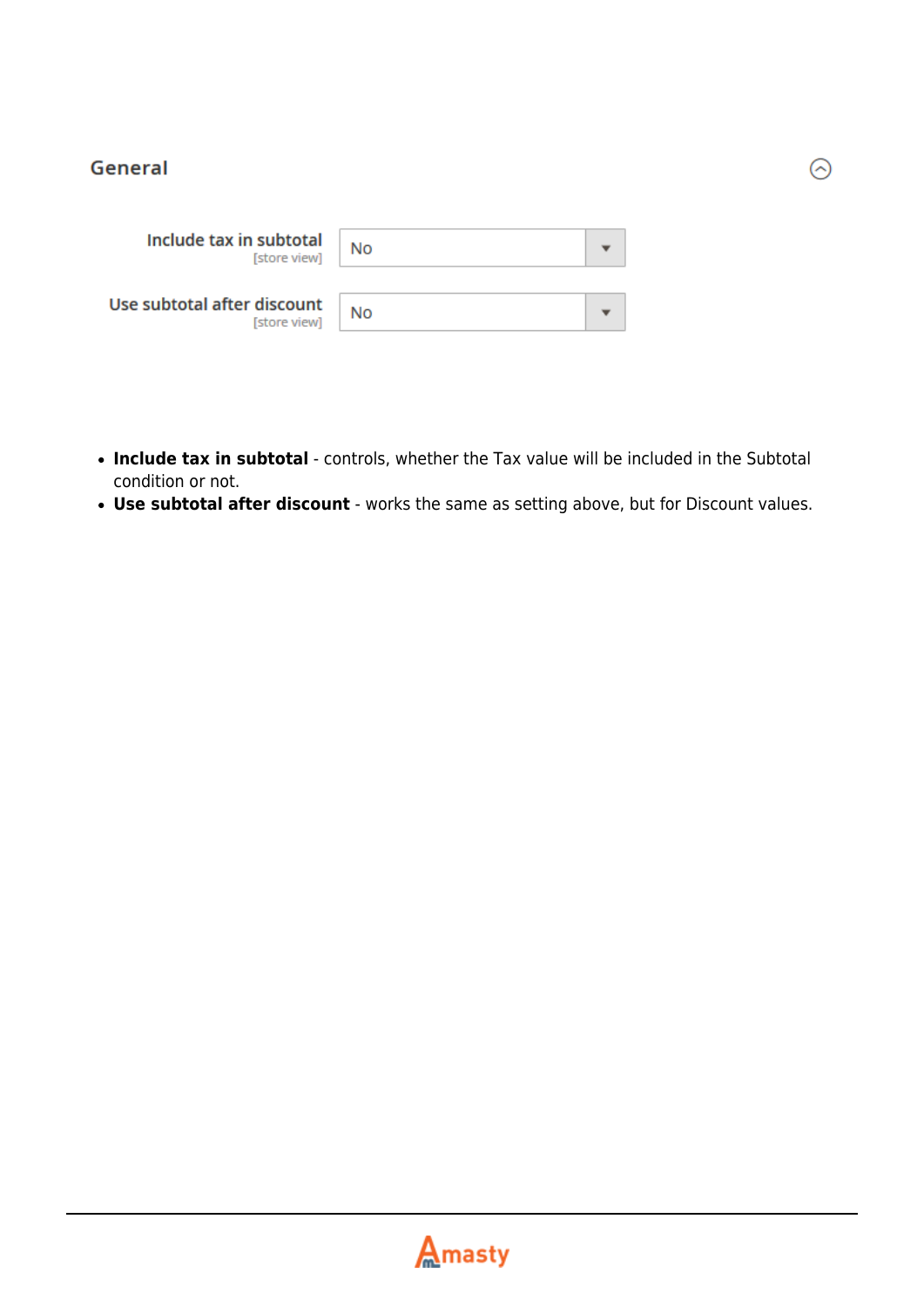## General

| Setting | Value |
| --- | --- |
| Include tax in subtotal [store view] | No |
| Use subtotal after discount [store view] | No |

- **Include tax in subtotal** - controls, whether the Tax value will be included in the Subtotal condition or not.
- **Use subtotal after discount** - works the same as setting above, but for Discount values.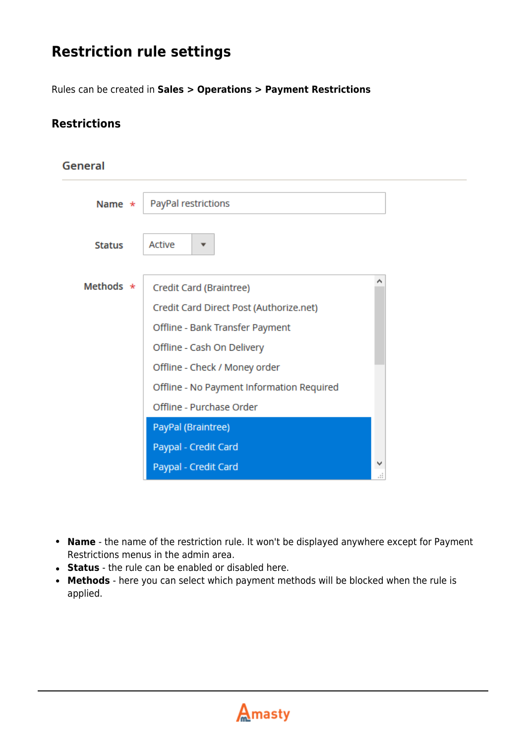## Restriction rule settings

Rules can be created in **Sales** > **Operations** > **Payment Restrictions**

### Restrictions

- **Name** - the name of the restriction rule. It won't be displayed anywhere except for Payment Restrictions menus in the admin area.
- **Status** - the rule can be enabled or disabled here.
- **Methods** - here you can select which payment methods will be blocked when the rule is applied.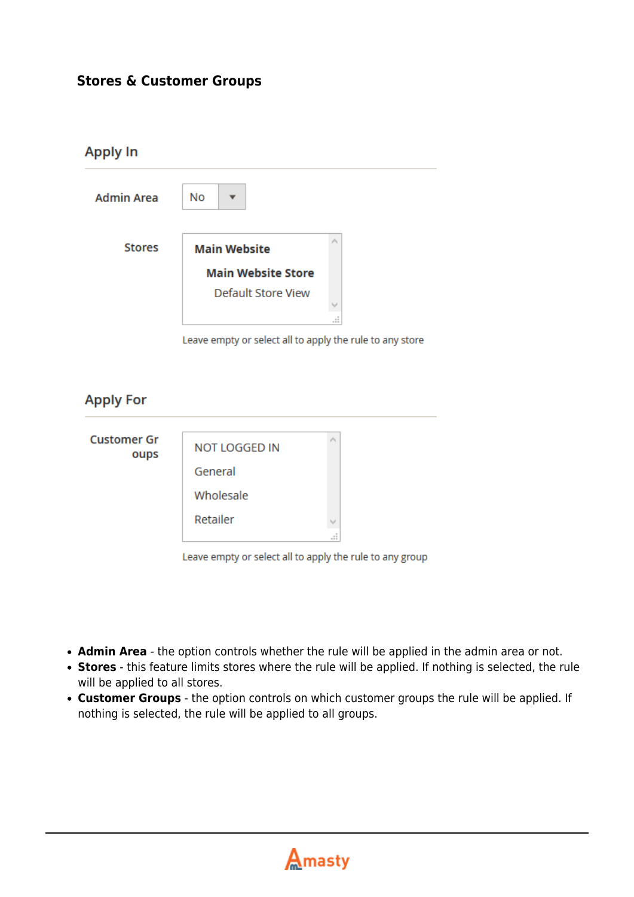### Stores & Customer Groups

**Apply In**

Admin Area: No

Stores:
- Main Website
  - Main Website Store
    - Default Store View

Leave empty or select all to apply the rule to any store

**Apply For**

Customer Groups:
- NOT LOGGED IN
- General
- Wholesale
- Retailer

Leave empty or select all to apply the rule to any group

- **Admin Area** - the option controls whether the rule will be applied in the admin area or not.
- **Stores** - this feature limits stores where the rule will be applied. If nothing is selected, the rule will be applied to all stores.
- **Customer Groups** - the option controls on which customer groups the rule will be applied. If nothing is selected, the rule will be applied to all groups.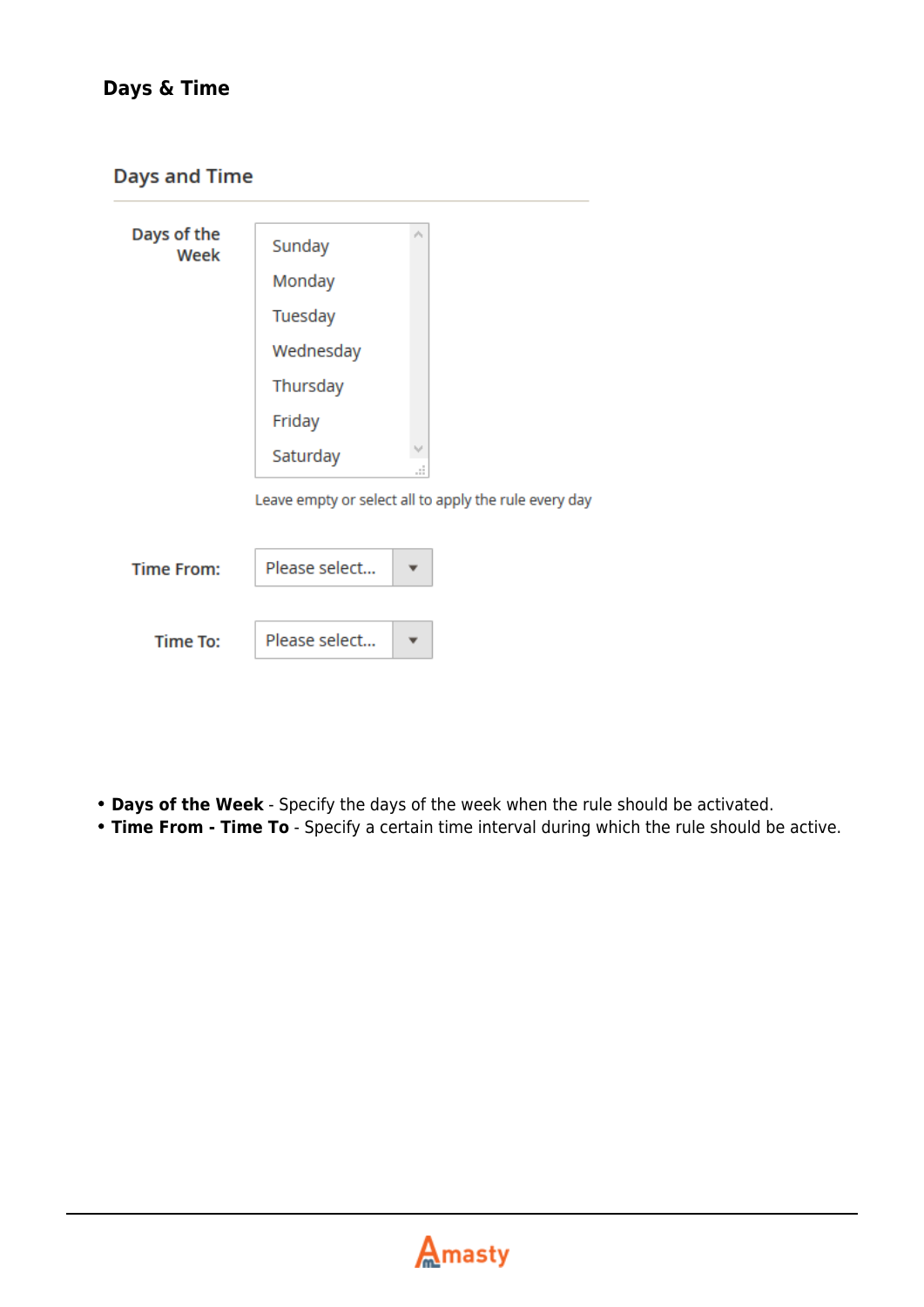## Days & Time

Days and Time

Days of the Week

Sunday
Monday
Tuesday
Wednesday
Thursday
Friday
Saturday

Leave empty or select all to apply the rule every day

Time From: Please select...

Time To: Please select...

- **Days of the Week** - Specify the days of the week when the rule should be activated.
- **Time From - Time To** - Specify a certain time interval during which the rule should be active.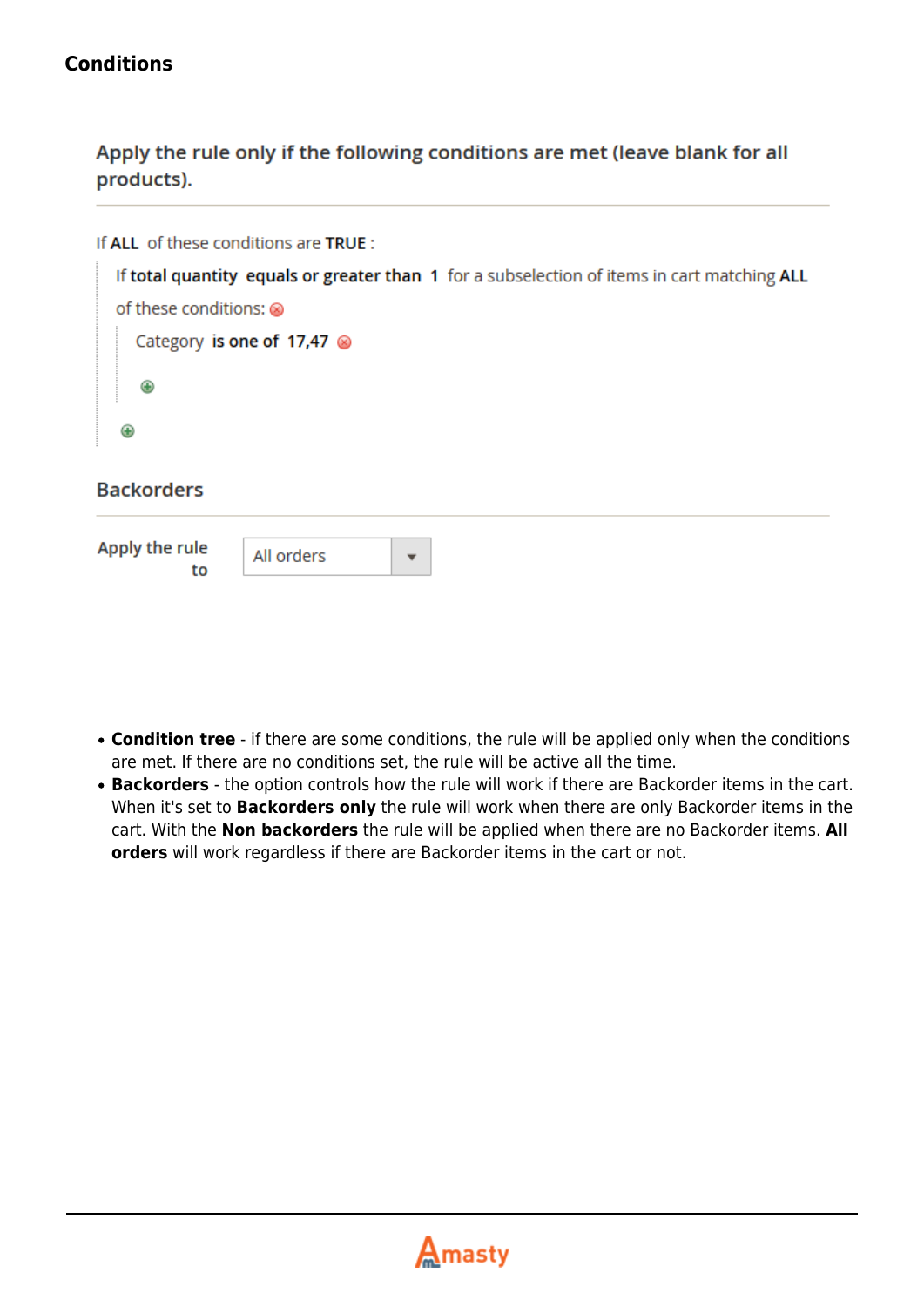## Conditions

Apply the rule only if the following conditions are met (leave blank for all products).

If **ALL** of these conditions are **TRUE** :

If **total quantity** **equals or greater than** **1** for a subselection of items in cart matching **ALL** of these conditions:

Category **is one of** **17,47**

Backorders

Apply the rule to: All orders

- **Condition tree** - if there are some conditions, the rule will be applied only when the conditions are met. If there are no conditions set, the rule will be active all the time.
- **Backorders** - the option controls how the rule will work if there are Backorder items in the cart. When it's set to **Backorders only** the rule will work when there are only Backorder items in the cart. With the **Non backorders** the rule will be applied when there are no Backorder items. **All orders** will work regardless if there are Backorder items in the cart or not.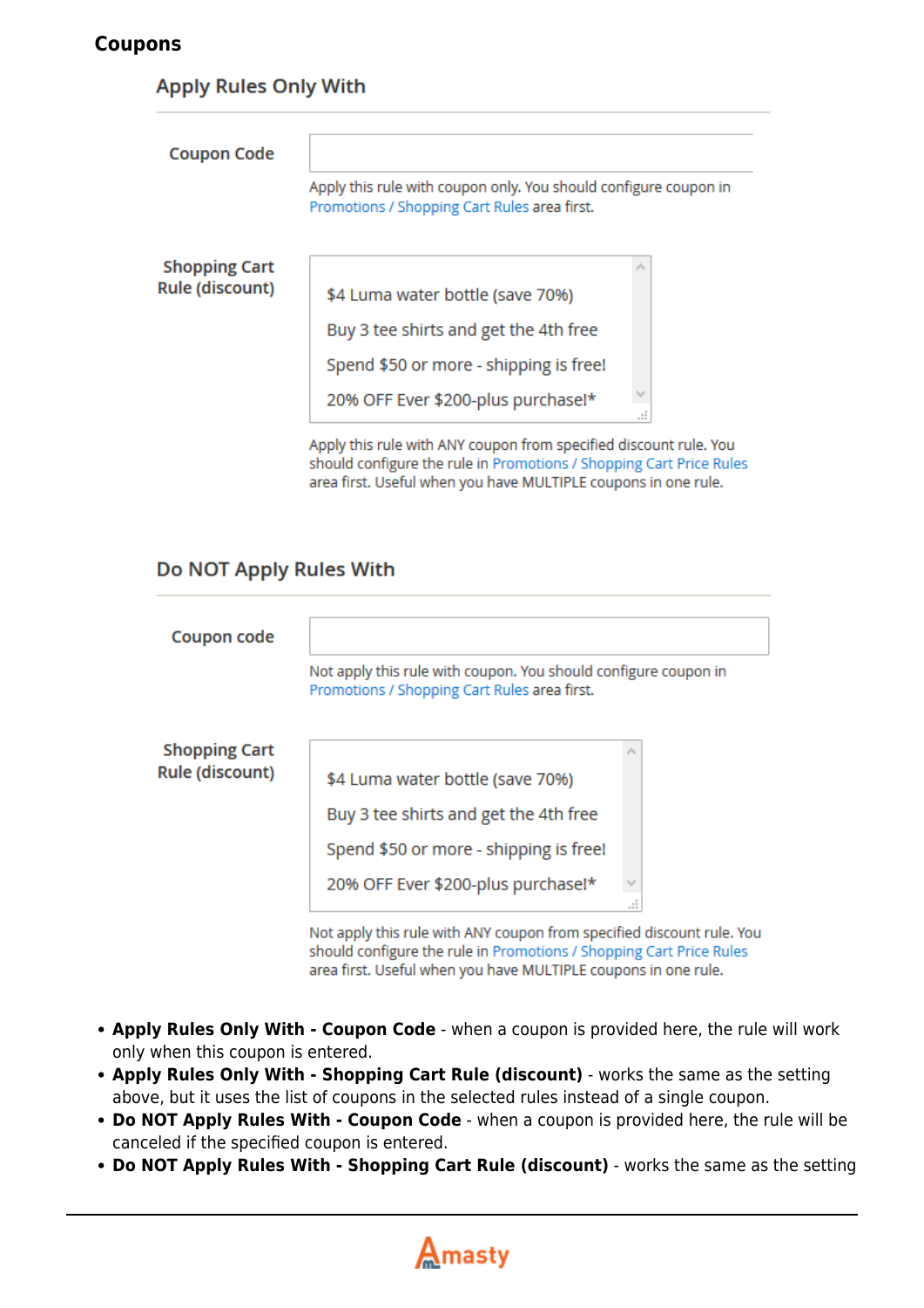### Coupons

#### Apply Rules Only With

Coupon Code

Apply this rule with coupon only. You should configure coupon in Promotions / Shopping Cart Rules area first.

Shopping Cart Rule (discount)

- $4 Luma water bottle (save 70%)
- Buy 3 tee shirts and get the 4th free
- Spend $50 or more - shipping is free!
- 20% OFF Ever $200-plus purchase!*

Apply this rule with ANY coupon from specified discount rule. You should configure the rule in Promotions / Shopping Cart Price Rules area first. Useful when you have MULTIPLE coupons in one rule.

#### Do NOT Apply Rules With

Coupon code

Not apply this rule with coupon. You should configure coupon in Promotions / Shopping Cart Rules area first.

Shopping Cart Rule (discount)

- $4 Luma water bottle (save 70%)
- Buy 3 tee shirts and get the 4th free
- Spend $50 or more - shipping is free!
- 20% OFF Ever $200-plus purchase!*

Not apply this rule with ANY coupon from specified discount rule. You should configure the rule in Promotions / Shopping Cart Price Rules area first. Useful when you have MULTIPLE coupons in one rule.

- **Apply Rules Only With - Coupon Code** - when a coupon is provided here, the rule will work only when this coupon is entered.
- **Apply Rules Only With - Shopping Cart Rule (discount)** - works the same as the setting above, but it uses the list of coupons in the selected rules instead of a single coupon.
- **Do NOT Apply Rules With - Coupon Code** - when a coupon is provided here, the rule will be canceled if the specified coupon is entered.
- **Do NOT Apply Rules With - Shopping Cart Rule (discount)** - works the same as the setting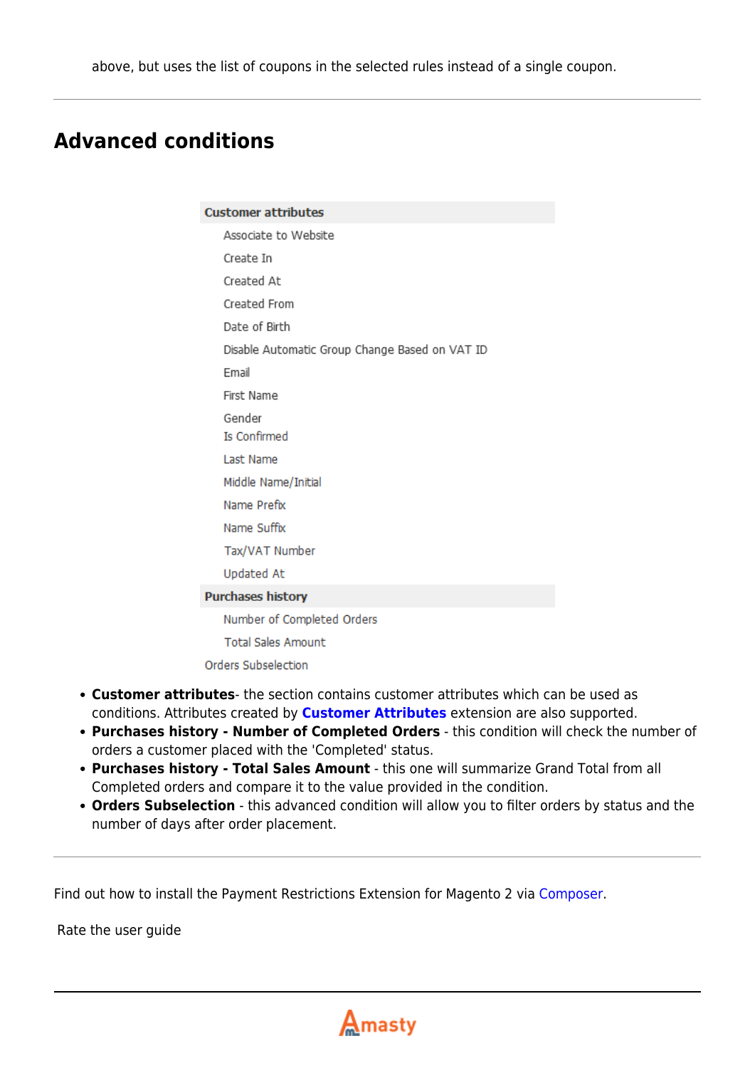above, but uses the list of coupons in the selected rules instead of a single coupon.

---

## Advanced conditions

**Customer attributes**

- Associate to Website
- Create In
- Created At
- Created From
- Date of Birth
- Disable Automatic Group Change Based on VAT ID
- Email
- First Name
- Gender
- Is Confirmed
- Last Name
- Middle Name/Initial
- Name Prefix
- Name Suffix
- Tax/VAT Number
- Updated At

**Purchases history**

- Number of Completed Orders
- Total Sales Amount

Orders Subselection

- **Customer attributes**- the section contains customer attributes which can be used as conditions. Attributes created by **Customer Attributes** extension are also supported.
- **Purchases history - Number of Completed Orders** - this condition will check the number of orders a customer placed with the 'Completed' status.
- **Purchases history - Total Sales Amount** - this one will summarize Grand Total from all Completed orders and compare it to the value provided in the condition.
- **Orders Subselection** - this advanced condition will allow you to filter orders by status and the number of days after order placement.

---

Find out how to install the Payment Restrictions Extension for Magento 2 via Composer.

Rate the user guide